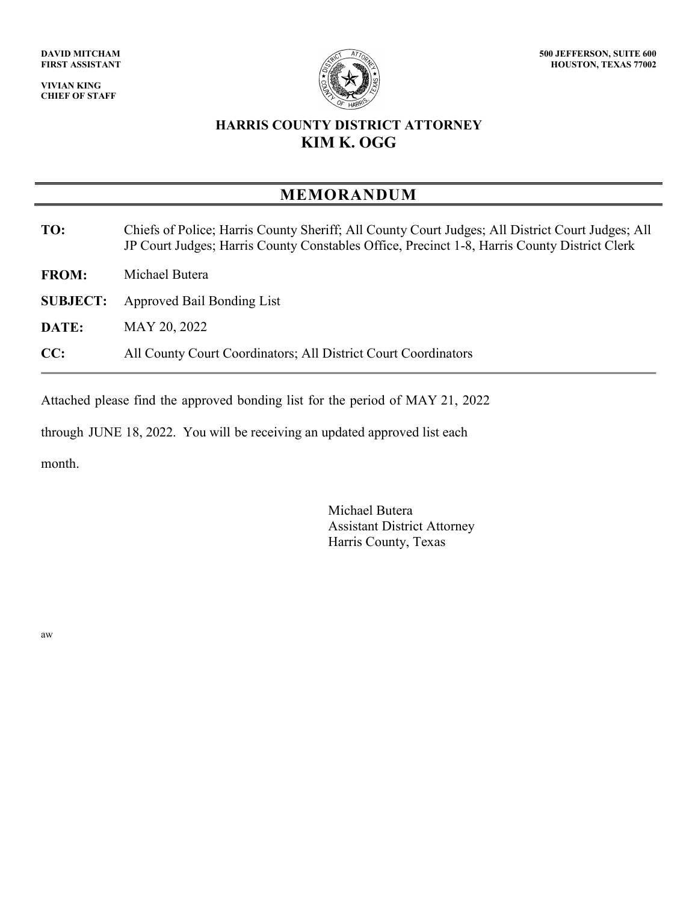**DAVID MITCHAM**
**FIRST ASSISTANT**

**VIVIAN KING**
**CHIEF OF STAFF**

**500 JEFFERSON, SUITE 600**
**HOUSTON, TEXAS 77002**

# HARRIS COUNTY DISTRICT ATTORNEY
# KIM K. OGG

## MEMORANDUM

**TO:** Chiefs of Police; Harris County Sheriff; All County Court Judges; All District Court Judges; All JP Court Judges; Harris County Constables Office, Precinct 1-8, Harris County District Clerk

**FROM:** Michael Butera

**SUBJECT:** Approved Bail Bonding List

**DATE:** MAY 20, 2022

**CC:** All County Court Coordinators; All District Court Coordinators

---

Attached please find the approved bonding list for the period of MAY 21, 2022 through JUNE 18, 2022. You will be receiving an updated approved list each month.

Michael Butera
Assistant District Attorney
Harris County, Texas

aw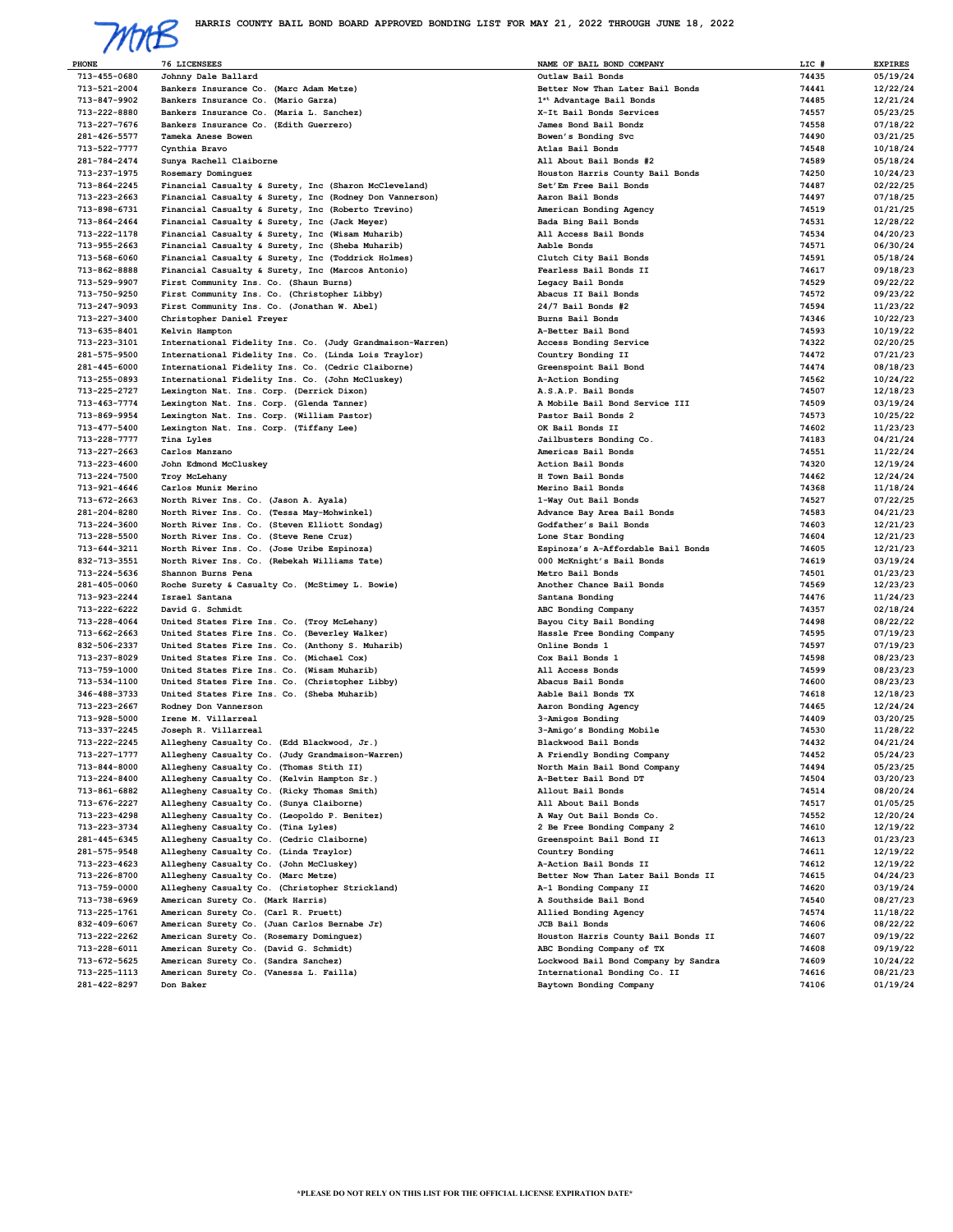**HARRIS COUNTY BAIL BOND BOARD APPROVED BONDING LIST FOR MAY 21, 2022 THROUGH JUNE 18, 2022**

| PHONE | 76 LICENSEES | NAME OF BAIL BOND COMPANY | LIC # | EXPIRES |
|---|---|---|---|---|
| 713-455-0680 | Johnny Dale Ballard | Outlaw Bail Bonds | 74435 | 05/19/24 |
| 713-521-2004 | Bankers Insurance Co. (Marc Adam Metze) | Better Now Than Later Bail Bonds | 74441 | 12/22/24 |
| 713-847-9902 | Bankers Insurance Co. (Mario Garza) | 1st Advantage Bail Bonds | 74485 | 12/21/24 |
| 713-222-8880 | Bankers Insurance Co. (Maria L. Sanchez) | X-It Bail Bonds Services | 74557 | 05/23/25 |
| 713-227-7676 | Bankers Insurance Co. (Edith Guerrero) | James Bond Bail Bondz | 74558 | 07/18/22 |
| 281-426-5577 | Tameka Anese Bowen | Bowen's Bonding Svc | 74490 | 03/21/25 |
| 713-522-7777 | Cynthia Bravo | Atlas Bail Bonds | 74548 | 10/18/24 |
| 281-784-2474 | Sunya Rachell Claiborne | All About Bail Bonds #2 | 74589 | 05/18/24 |
| 713-237-1975 | Rosemary Dominguez | Houston Harris County Bail Bonds | 74250 | 10/24/23 |
| 713-864-2245 | Financial Casualty & Surety, Inc (Sharon McCleveland) | Set'Em Free Bail Bonds | 74487 | 02/22/25 |
| 713-223-2663 | Financial Casualty & Surety, Inc (Rodney Don Vannerson) | Aaron Bail Bonds | 74497 | 07/18/25 |
| 713-898-6731 | Financial Casualty & Surety, Inc (Roberto Trevino) | American Bonding Agency | 74519 | 01/21/25 |
| 713-864-2464 | Financial Casualty & Surety, Inc (Jack Meyer) | Bada Bing Bail Bonds | 74531 | 12/28/22 |
| 713-222-1178 | Financial Casualty & Surety, Inc (Wisam Muharib) | All Access Bail Bonds | 74534 | 04/20/23 |
| 713-955-2663 | Financial Casualty & Surety, Inc (Sheba Muharib) | Aable Bonds | 74571 | 06/30/24 |
| 713-568-6060 | Financial Casualty & Surety, Inc (Toddrick Holmes) | Clutch City Bail Bonds | 74591 | 05/18/24 |
| 713-862-8888 | Financial Casualty & Surety, Inc (Marcos Antonio) | Fearless Bail Bonds II | 74617 | 09/18/23 |
| 713-529-9907 | First Community Ins. Co. (Shaun Burns) | Legacy Bail Bonds | 74529 | 09/22/22 |
| 713-750-9250 | First Community Ins. Co. (Christopher Libby) | Abacus II Bail Bonds | 74572 | 09/23/22 |
| 713-247-9093 | First Community Ins. Co. (Jonathan W. Abel) | 24/7 Bail Bonds #2 | 74594 | 11/23/22 |
| 713-227-3400 | Christopher Daniel Freyer | Burns Bail Bonds | 74346 | 10/22/23 |
| 713-635-8401 | Kelvin Hampton | A-Better Bail Bond | 74593 | 10/19/22 |
| 713-223-3101 | International Fidelity Ins. Co. (Judy Grandmaison-Warren) | Access Bonding Service | 74322 | 02/20/25 |
| 281-575-9500 | International Fidelity Ins. Co. (Linda Lois Traylor) | Country Bonding II | 74472 | 07/21/23 |
| 281-445-6000 | International Fidelity Ins. Co. (Cedric Claiborne) | Greenspoint Bail Bond | 74474 | 08/18/23 |
| 713-255-0893 | International Fidelity Ins. Co. (John McCluskey) | A-Action Bonding | 74562 | 10/24/22 |
| 713-225-2727 | Lexington Nat. Ins. Corp. (Derrick Dixon) | A.S.A.P. Bail Bonds | 74507 | 12/18/23 |
| 713-463-7774 | Lexington Nat. Ins. Corp. (Glenda Tanner) | A Mobile Bail Bond Service III | 74509 | 03/19/24 |
| 713-869-9954 | Lexington Nat. Ins. Corp. (William Pastor) | Pastor Bail Bonds 2 | 74573 | 10/25/22 |
| 713-477-5400 | Lexington Nat. Ins. Corp. (Tiffany Lee) | OK Bail Bonds II | 74602 | 11/23/23 |
| 713-228-7777 | Tina Lyles | Jailbusters Bonding Co. | 74183 | 04/21/24 |
| 713-227-2663 | Carlos Manzano | Americas Bail Bonds | 74551 | 11/22/24 |
| 713-223-4600 | John Edmond McCluskey | Action Bail Bonds | 74320 | 12/19/24 |
| 713-224-7500 | Troy McLehany | H Town Bail Bonds | 74462 | 12/24/24 |
| 713-921-4646 | Carlos Muniz Merino | Merino Bail Bonds | 74368 | 11/18/24 |
| 713-672-2663 | North River Ins. Co. (Jason A. Ayala) | 1-Way Out Bail Bonds | 74527 | 07/22/25 |
| 281-204-8280 | North River Ins. Co. (Tessa May-Mohwinkel) | Advance Bay Area Bail Bonds | 74583 | 04/21/23 |
| 713-224-3600 | North River Ins. Co. (Steven Elliott Sondag) | Godfather's Bail Bonds | 74603 | 12/21/23 |
| 713-228-5500 | North River Ins. Co. (Steve Rene Cruz) | Lone Star Bonding | 74604 | 12/21/23 |
| 713-644-3211 | North River Ins. Co. (Jose Uribe Espinoza) | Espinoza's A-Affordable Bail Bonds | 74605 | 12/21/23 |
| 832-713-3551 | North River Ins. Co. (Rebekah Williams Tate) | 000 McKnight's Bail Bonds | 74619 | 03/19/24 |
| 713-224-5636 | Shannon Burns Pena | Metro Bail Bonds | 74501 | 01/23/23 |
| 281-405-0060 | Roche Surety & Casualty Co. (McStimey L. Bowie) | Another Chance Bail Bonds | 74569 | 12/23/23 |
| 713-923-2244 | Israel Santana | Santana Bonding | 74476 | 11/24/23 |
| 713-222-6222 | David G. Schmidt | ABC Bonding Company | 74357 | 02/18/24 |
| 713-228-4064 | United States Fire Ins. Co. (Troy McLehany) | Bayou City Bail Bonding | 74498 | 08/22/22 |
| 713-662-2663 | United States Fire Ins. Co. (Beverley Walker) | Hassle Free Bonding Company | 74595 | 07/19/23 |
| 832-506-2337 | United States Fire Ins. Co. (Anthony S. Muharib) | Online Bonds 1 | 74597 | 07/19/23 |
| 713-237-8029 | United States Fire Ins. Co. (Michael Cox) | Cox Bail Bonds 1 | 74598 | 08/23/23 |
| 713-759-1000 | United States Fire Ins. Co. (Wisam Muharib) | All Access Bonds | 74599 | 08/23/23 |
| 713-534-1100 | United States Fire Ins. Co. (Christopher Libby) | Abacus Bail Bonds | 74600 | 08/23/23 |
| 346-488-3733 | United States Fire Ins. Co. (Sheba Muharib) | Aable Bail Bonds TX | 74618 | 12/18/23 |
| 713-223-2667 | Rodney Don Vannerson | Aaron Bonding Agency | 74465 | 12/24/24 |
| 713-928-5000 | Irene M. Villarreal | 3-Amigos Bonding | 74409 | 03/20/25 |
| 713-337-2245 | Joseph R. Villarreal | 3-Amigo's Bonding Mobile | 74530 | 11/28/22 |
| 713-222-2245 | Allegheny Casualty Co. (Edd Blackwood, Jr.) | Blackwood Bail Bonds | 74432 | 04/21/24 |
| 713-227-1777 | Allegheny Casualty Co. (Judy Grandmaison-Warren) | A Friendly Bonding Company | 74452 | 05/24/23 |
| 713-844-8000 | Allegheny Casualty Co. (Thomas Stith II) | North Main Bail Bond Company | 74494 | 05/23/25 |
| 713-224-8400 | Allegheny Casualty Co. (Kelvin Hampton Sr.) | A-Better Bail Bond DT | 74504 | 03/20/23 |
| 713-861-6882 | Allegheny Casualty Co. (Ricky Thomas Smith) | Allout Bail Bonds | 74514 | 08/20/24 |
| 713-676-2227 | Allegheny Casualty Co. (Sunya Claiborne) | All About Bail Bonds | 74517 | 01/05/25 |
| 713-223-4298 | Allegheny Casualty Co. (Leopoldo P. Benitez) | A Way Out Bail Bonds Co. | 74552 | 12/20/24 |
| 713-223-3734 | Allegheny Casualty Co. (Tina Lyles) | 2 Be Free Bonding Company 2 | 74610 | 12/19/22 |
| 281-445-6345 | Allegheny Casualty Co. (Cedric Claiborne) | Greenspoint Bail Bond II | 74613 | 01/23/23 |
| 281-575-9548 | Allegheny Casualty Co. (Linda Traylor) | Country Bonding | 74611 | 12/19/22 |
| 713-223-4623 | Allegheny Casualty Co. (John McCluskey) | A-Action Bail Bonds II | 74612 | 12/19/22 |
| 713-226-8700 | Allegheny Casualty Co. (Marc Metze) | Better Now Than Later Bail Bonds II | 74615 | 04/24/23 |
| 713-759-0000 | Allegheny Casualty Co. (Christopher Strickland) | A-1 Bonding Company II | 74620 | 03/19/24 |
| 713-738-6969 | American Surety Co. (Mark Harris) | A Southside Bail Bond | 74540 | 08/27/23 |
| 713-225-1761 | American Surety Co. (Carl R. Pruett) | Allied Bonding Agency | 74574 | 11/18/22 |
| 832-409-6067 | American Surety Co. (Juan Carlos Bernabe Jr) | JCB Bail Bonds | 74606 | 08/22/22 |
| 713-222-2262 | American Surety Co. (Rosemary Dominguez) | Houston Harris County Bail Bonds II | 74607 | 09/19/22 |
| 713-228-6011 | American Surety Co. (David G. Schmidt) | ABC Bonding Company of TX | 74608 | 09/19/22 |
| 713-672-5625 | American Surety Co. (Sandra Sanchez) | Lockwood Bail Bond Company by Sandra | 74609 | 10/24/22 |
| 713-225-1113 | American Surety Co. (Vanessa L. Failla) | International Bonding Co. II | 74616 | 08/21/23 |
| 281-422-8297 | Don Baker | Baytown Bonding Company | 74106 | 01/19/24 |

*PLEASE DO NOT RELY ON THIS LIST FOR THE OFFICIAL LICENSE EXPIRATION DATE*